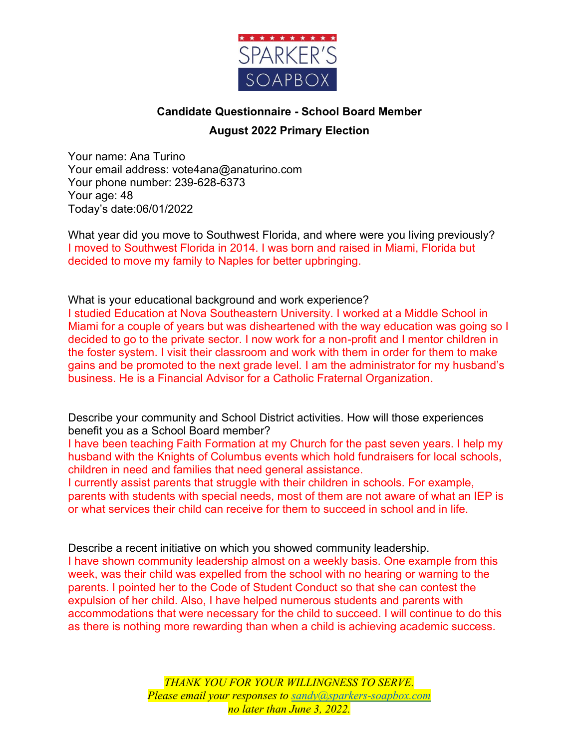SPARKER'S SOAPBOX

**Candidate Questionnaire - School Board Member**

**August 2022 Primary Election**

Your name: Ana Turino
Your email address: vote4ana@anaturino.com
Your phone number: 239-628-6373
Your age: 48
Today's date:06/01/2022

What year did you move to Southwest Florida, and where were you living previously?
I moved to Southwest Florida in 2014. I was born and raised in Miami, Florida but decided to move my family to Naples for better upbringing.

What is your educational background and work experience?
I studied Education at Nova Southeastern University. I worked at a Middle School in Miami for a couple of years but was disheartened with the way education was going so I decided to go to the private sector. I now work for a non-profit and I mentor children in the foster system. I visit their classroom and work with them in order for them to make gains and be promoted to the next grade level. I am the administrator for my husband's business. He is a Financial Advisor for a Catholic Fraternal Organization.

Describe your community and School District activities. How will those experiences benefit you as a School Board member?
I have been teaching Faith Formation at my Church for the past seven years. I help my husband with the Knights of Columbus events which hold fundraisers for local schools, children in need and families that need general assistance.
I currently assist parents that struggle with their children in schools. For example, parents with students with special needs, most of them are not aware of what an IEP is or what services their child can receive for them to succeed in school and in life.

Describe a recent initiative on which you showed community leadership.
I have shown community leadership almost on a weekly basis. One example from this week, was their child was expelled from the school with no hearing or warning to the parents. I pointed her to the Code of Student Conduct so that she can contest the expulsion of her child. Also, I have helped numerous students and parents with accommodations that were necessary for the child to succeed. I will continue to do this as there is nothing more rewarding than when a child is achieving academic success.

*THANK YOU FOR YOUR WILLINGNESS TO SERVE.*
*Please email your responses to sandy@sparkers-soapbox.com*
*no later than June 3, 2022.*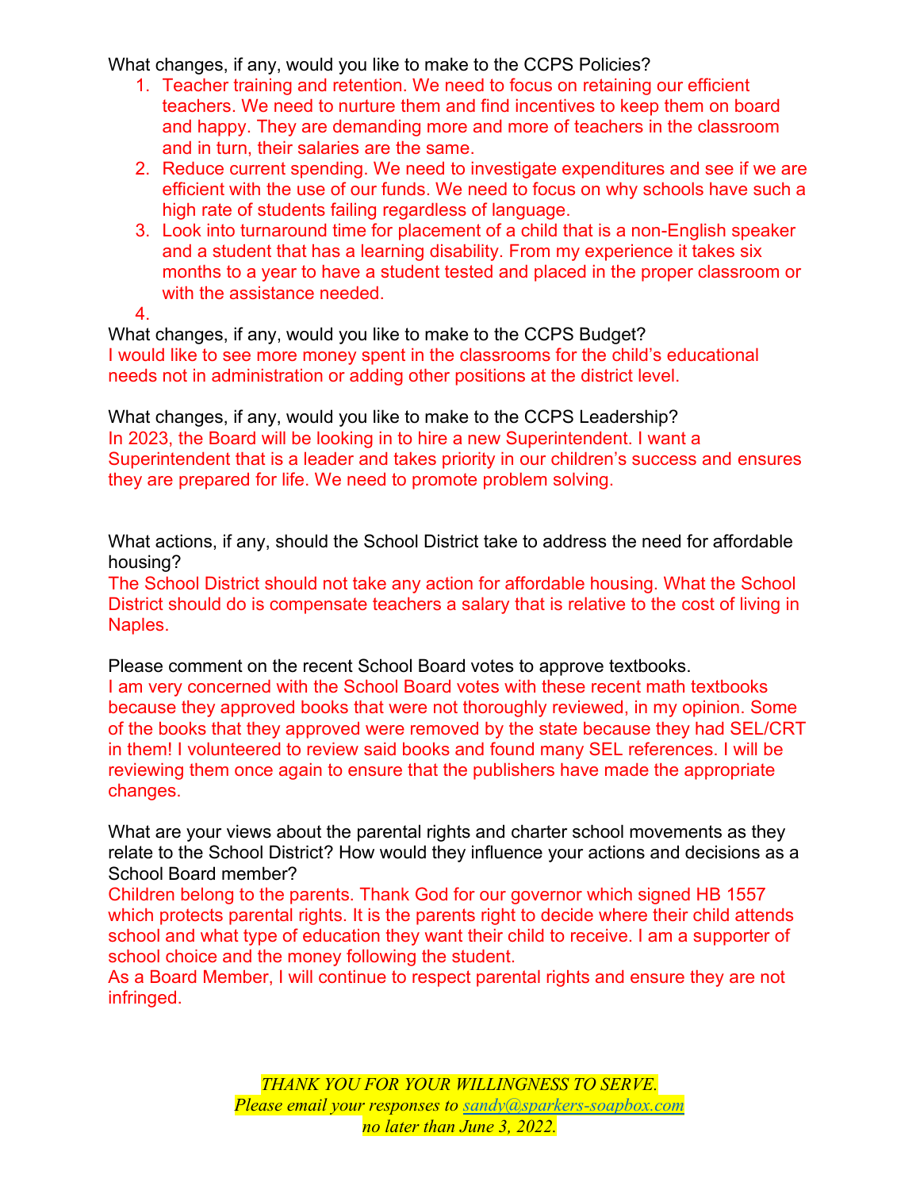What changes, if any, would you like to make to the CCPS Policies?

1. Teacher training and retention. We need to focus on retaining our efficient teachers. We need to nurture them and find incentives to keep them on board and happy. They are demanding more and more of teachers in the classroom and in turn, their salaries are the same.
2. Reduce current spending. We need to investigate expenditures and see if we are efficient with the use of our funds. We need to focus on why schools have such a high rate of students failing regardless of language.
3. Look into turnaround time for placement of a child that is a non-English speaker and a student that has a learning disability. From my experience it takes six months to a year to have a student tested and placed in the proper classroom or with the assistance needed.
4. 

What changes, if any, would you like to make to the CCPS Budget?

I would like to see more money spent in the classrooms for the child's educational needs not in administration or adding other positions at the district level.

What changes, if any, would you like to make to the CCPS Leadership?

In 2023, the Board will be looking in to hire a new Superintendent. I want a Superintendent that is a leader and takes priority in our children's success and ensures they are prepared for life. We need to promote problem solving.

What actions, if any, should the School District take to address the need for affordable housing?

The School District should not take any action for affordable housing. What the School District should do is compensate teachers a salary that is relative to the cost of living in Naples.

Please comment on the recent School Board votes to approve textbooks.

I am very concerned with the School Board votes with these recent math textbooks because they approved books that were not thoroughly reviewed, in my opinion. Some of the books that they approved were removed by the state because they had SEL/CRT in them! I volunteered to review said books and found many SEL references. I will be reviewing them once again to ensure that the publishers have made the appropriate changes.

What are your views about the parental rights and charter school movements as they relate to the School District? How would they influence your actions and decisions as a School Board member?

Children belong to the parents. Thank God for our governor which signed HB 1557 which protects parental rights. It is the parents right to decide where their child attends school and what type of education they want their child to receive. I am a supporter of school choice and the money following the student.
As a Board Member, I will continue to respect parental rights and ensure they are not infringed.

*THANK YOU FOR YOUR WILLINGNESS TO SERVE.*
*Please email your responses to sandy@sparkers-soapbox.com*
*no later than June 3, 2022.*